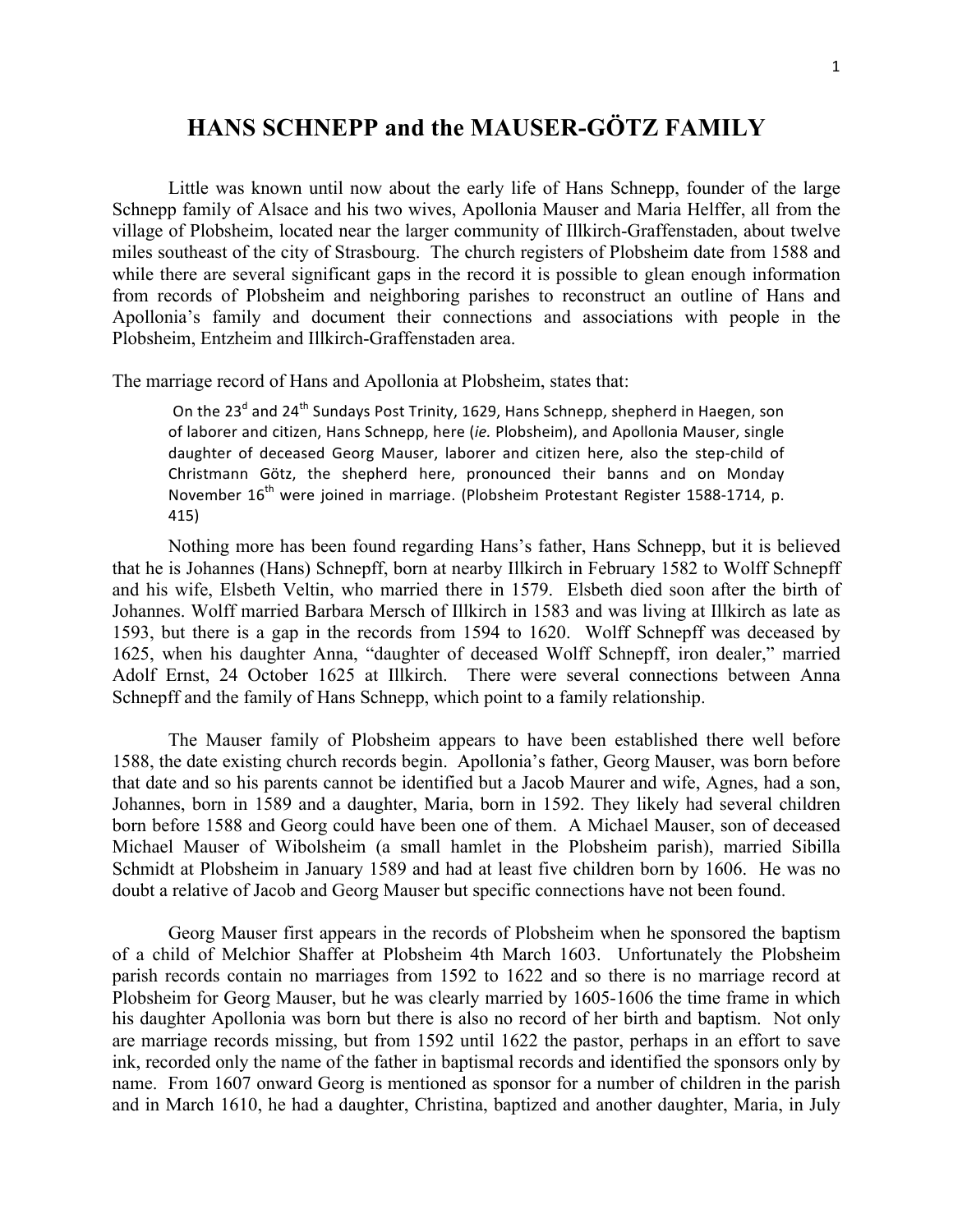# HANS SCHNEPP and the MAUSER-GÖTZ FAMILY

Little was known until now about the early life of Hans Schnepp, founder of the large Schnepp family of Alsace and his two wives, Apollonia Mauser and Maria Helffer, all from the village of Plobsheim, located near the larger community of Illkirch-Graffenstaden, about twelve miles southeast of the city of Strasbourg. The church registers of Plobsheim date from 1588 and while there are several significant gaps in the record it is possible to glean enough information from records of Plobsheim and neighboring parishes to reconstruct an outline of Hans and Apollonia's family and document their connections and associations with people in the Plobsheim, Entzheim and Illkirch-Graffenstaden area.

The marriage record of Hans and Apollonia at Plobsheim, states that:

> On the 23d and 24th Sundays Post Trinity, 1629, Hans Schnepp, shepherd in Haegen, son of laborer and citizen, Hans Schnepp, here (*ie.* Plobsheim), and Apollonia Mauser, single daughter of deceased Georg Mauser, laborer and citizen here, also the step-child of Christmann Götz, the shepherd here, pronounced their banns and on Monday November 16th were joined in marriage. (Plobsheim Protestant Register 1588-1714, p. 415)

Nothing more has been found regarding Hans's father, Hans Schnepp, but it is believed that he is Johannes (Hans) Schnepff, born at nearby Illkirch in February 1582 to Wolff Schnepff and his wife, Elsbeth Veltin, who married there in 1579. Elsbeth died soon after the birth of Johannes. Wolff married Barbara Mersch of Illkirch in 1583 and was living at Illkirch as late as 1593, but there is a gap in the records from 1594 to 1620. Wolff Schnepff was deceased by 1625, when his daughter Anna, "daughter of deceased Wolff Schnepff, iron dealer," married Adolf Ernst, 24 October 1625 at Illkirch. There were several connections between Anna Schnepff and the family of Hans Schnepp, which point to a family relationship.

The Mauser family of Plobsheim appears to have been established there well before 1588, the date existing church records begin. Apollonia's father, Georg Mauser, was born before that date and so his parents cannot be identified but a Jacob Maurer and wife, Agnes, had a son, Johannes, born in 1589 and a daughter, Maria, born in 1592. They likely had several children born before 1588 and Georg could have been one of them. A Michael Mauser, son of deceased Michael Mauser of Wibolsheim (a small hamlet in the Plobsheim parish), married Sibilla Schmidt at Plobsheim in January 1589 and had at least five children born by 1606. He was no doubt a relative of Jacob and Georg Mauser but specific connections have not been found.

Georg Mauser first appears in the records of Plobsheim when he sponsored the baptism of a child of Melchior Shaffer at Plobsheim 4th March 1603. Unfortunately the Plobsheim parish records contain no marriages from 1592 to 1622 and so there is no marriage record at Plobsheim for Georg Mauser, but he was clearly married by 1605-1606 the time frame in which his daughter Apollonia was born but there is also no record of her birth and baptism. Not only are marriage records missing, but from 1592 until 1622 the pastor, perhaps in an effort to save ink, recorded only the name of the father in baptismal records and identified the sponsors only by name. From 1607 onward Georg is mentioned as sponsor for a number of children in the parish and in March 1610, he had a daughter, Christina, baptized and another daughter, Maria, in July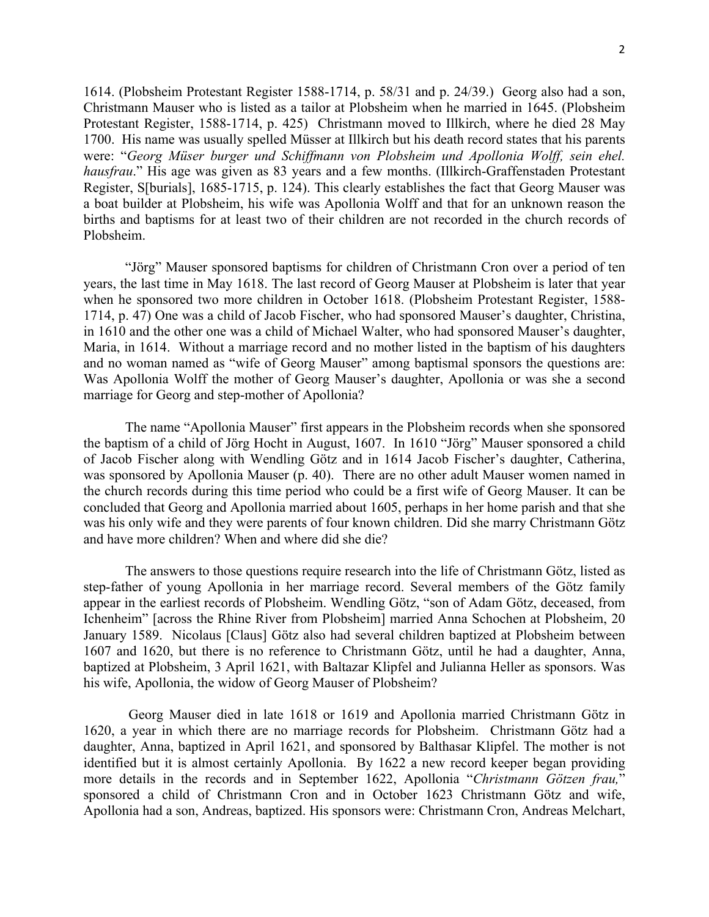1614. (Plobsheim Protestant Register 1588-1714, p. 58/31 and p. 24/39.) Georg also had a son, Christmann Mauser who is listed as a tailor at Plobsheim when he married in 1645. (Plobsheim Protestant Register, 1588-1714, p. 425) Christmann moved to Illkirch, where he died 28 May 1700. His name was usually spelled Müsser at Illkirch but his death record states that his parents were: "*Georg Müser burger und Schiffmann von Plobsheim und Apollonia Wolff, sein ehel. hausfrau*." His age was given as 83 years and a few months. (Illkirch-Graffenstaden Protestant Register, S[burials], 1685-1715, p. 124). This clearly establishes the fact that Georg Mauser was a boat builder at Plobsheim, his wife was Apollonia Wolff and that for an unknown reason the births and baptisms for at least two of their children are not recorded in the church records of Plobsheim.

"Jörg" Mauser sponsored baptisms for children of Christmann Cron over a period of ten years, the last time in May 1618. The last record of Georg Mauser at Plobsheim is later that year when he sponsored two more children in October 1618. (Plobsheim Protestant Register, 1588-1714, p. 47) One was a child of Jacob Fischer, who had sponsored Mauser's daughter, Christina, in 1610 and the other one was a child of Michael Walter, who had sponsored Mauser's daughter, Maria, in 1614. Without a marriage record and no mother listed in the baptism of his daughters and no woman named as "wife of Georg Mauser" among baptismal sponsors the questions are: Was Apollonia Wolff the mother of Georg Mauser's daughter, Apollonia or was she a second marriage for Georg and step-mother of Apollonia?

The name "Apollonia Mauser" first appears in the Plobsheim records when she sponsored the baptism of a child of Jörg Hocht in August, 1607. In 1610 "Jörg" Mauser sponsored a child of Jacob Fischer along with Wendling Götz and in 1614 Jacob Fischer's daughter, Catherina, was sponsored by Apollonia Mauser (p. 40). There are no other adult Mauser women named in the church records during this time period who could be a first wife of Georg Mauser. It can be concluded that Georg and Apollonia married about 1605, perhaps in her home parish and that she was his only wife and they were parents of four known children. Did she marry Christmann Götz and have more children? When and where did she die?

The answers to those questions require research into the life of Christmann Götz, listed as step-father of young Apollonia in her marriage record. Several members of the Götz family appear in the earliest records of Plobsheim. Wendling Götz, "son of Adam Götz, deceased, from Ichenheim" [across the Rhine River from Plobsheim] married Anna Schochen at Plobsheim, 20 January 1589. Nicolaus [Claus] Götz also had several children baptized at Plobsheim between 1607 and 1620, but there is no reference to Christmann Götz, until he had a daughter, Anna, baptized at Plobsheim, 3 April 1621, with Baltazar Klipfel and Julianna Heller as sponsors. Was his wife, Apollonia, the widow of Georg Mauser of Plobsheim?

Georg Mauser died in late 1618 or 1619 and Apollonia married Christmann Götz in 1620, a year in which there are no marriage records for Plobsheim. Christmann Götz had a daughter, Anna, baptized in April 1621, and sponsored by Balthasar Klipfel. The mother is not identified but it is almost certainly Apollonia. By 1622 a new record keeper began providing more details in the records and in September 1622, Apollonia "*Christmann Götzen frau,*" sponsored a child of Christmann Cron and in October 1623 Christmann Götz and wife, Apollonia had a son, Andreas, baptized. His sponsors were: Christmann Cron, Andreas Melchart,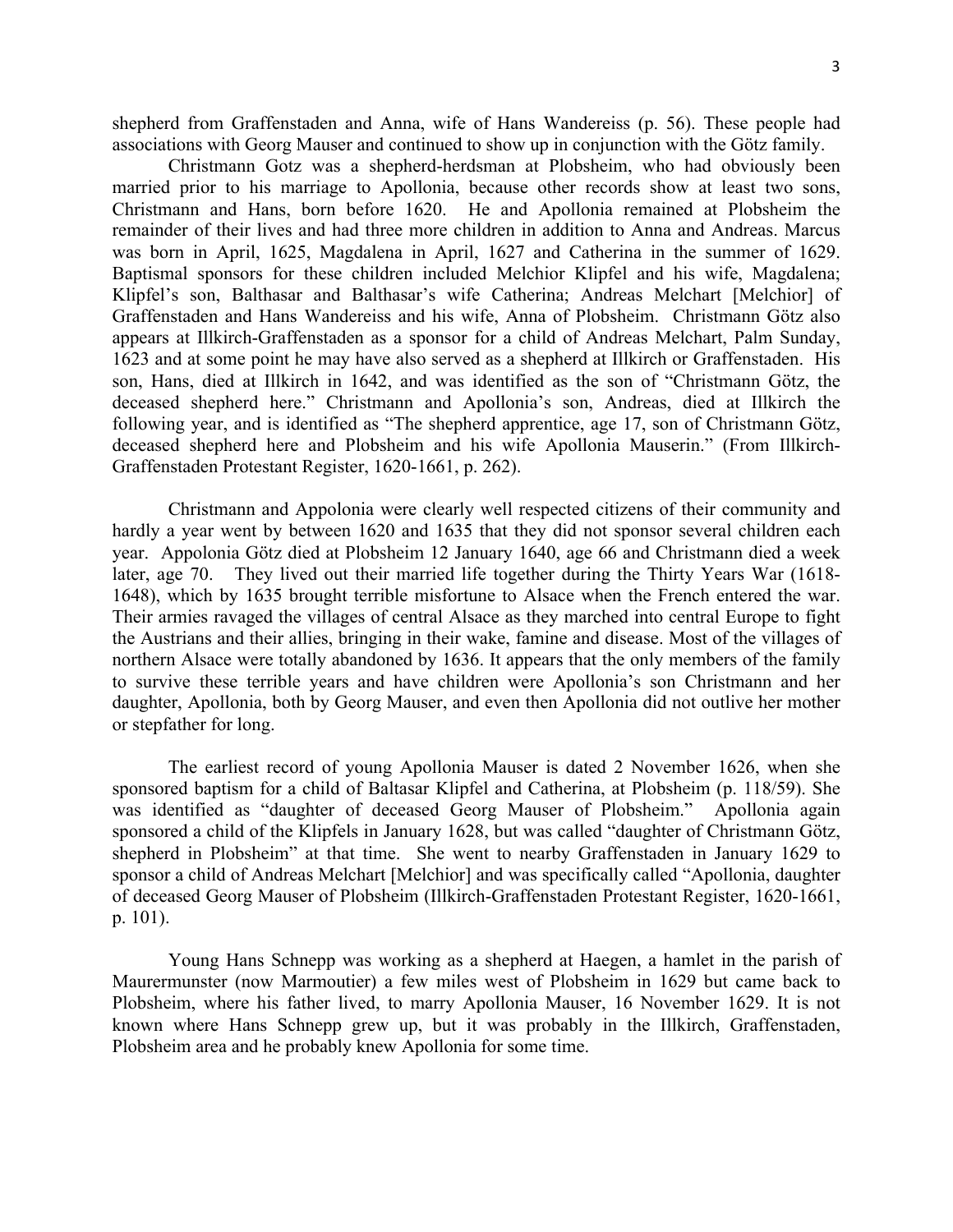shepherd from Graffenstaden and Anna, wife of Hans Wandereiss (p. 56). These people had associations with Georg Mauser and continued to show up in conjunction with the Götz family.

Christmann Gotz was a shepherd-herdsman at Plobsheim, who had obviously been married prior to his marriage to Apollonia, because other records show at least two sons, Christmann and Hans, born before 1620. He and Apollonia remained at Plobsheim the remainder of their lives and had three more children in addition to Anna and Andreas. Marcus was born in April, 1625, Magdalena in April, 1627 and Catherina in the summer of 1629. Baptismal sponsors for these children included Melchior Klipfel and his wife, Magdalena; Klipfel's son, Balthasar and Balthasar's wife Catherina; Andreas Melchart [Melchior] of Graffenstaden and Hans Wandereiss and his wife, Anna of Plobsheim. Christmann Götz also appears at Illkirch-Graffenstaden as a sponsor for a child of Andreas Melchart, Palm Sunday, 1623 and at some point he may have also served as a shepherd at Illkirch or Graffenstaden. His son, Hans, died at Illkirch in 1642, and was identified as the son of "Christmann Götz, the deceased shepherd here." Christmann and Apollonia's son, Andreas, died at Illkirch the following year, and is identified as "The shepherd apprentice, age 17, son of Christmann Götz, deceased shepherd here and Plobsheim and his wife Apollonia Mauserin." (From Illkirch-Graffenstaden Protestant Register, 1620-1661, p. 262).

Christmann and Appolonia were clearly well respected citizens of their community and hardly a year went by between 1620 and 1635 that they did not sponsor several children each year. Appolonia Götz died at Plobsheim 12 January 1640, age 66 and Christmann died a week later, age 70. They lived out their married life together during the Thirty Years War (1618-1648), which by 1635 brought terrible misfortune to Alsace when the French entered the war. Their armies ravaged the villages of central Alsace as they marched into central Europe to fight the Austrians and their allies, bringing in their wake, famine and disease. Most of the villages of northern Alsace were totally abandoned by 1636. It appears that the only members of the family to survive these terrible years and have children were Apollonia's son Christmann and her daughter, Apollonia, both by Georg Mauser, and even then Apollonia did not outlive her mother or stepfather for long.

The earliest record of young Apollonia Mauser is dated 2 November 1626, when she sponsored baptism for a child of Baltasar Klipfel and Catherina, at Plobsheim (p. 118/59). She was identified as "daughter of deceased Georg Mauser of Plobsheim." Apollonia again sponsored a child of the Klipfels in January 1628, but was called "daughter of Christmann Götz, shepherd in Plobsheim" at that time. She went to nearby Graffenstaden in January 1629 to sponsor a child of Andreas Melchart [Melchior] and was specifically called "Apollonia, daughter of deceased Georg Mauser of Plobsheim (Illkirch-Graffenstaden Protestant Register, 1620-1661, p. 101).

Young Hans Schnepp was working as a shepherd at Haegen, a hamlet in the parish of Maurermunster (now Marmoutier) a few miles west of Plobsheim in 1629 but came back to Plobsheim, where his father lived, to marry Apollonia Mauser, 16 November 1629. It is not known where Hans Schnepp grew up, but it was probably in the Illkirch, Graffenstaden, Plobsheim area and he probably knew Apollonia for some time.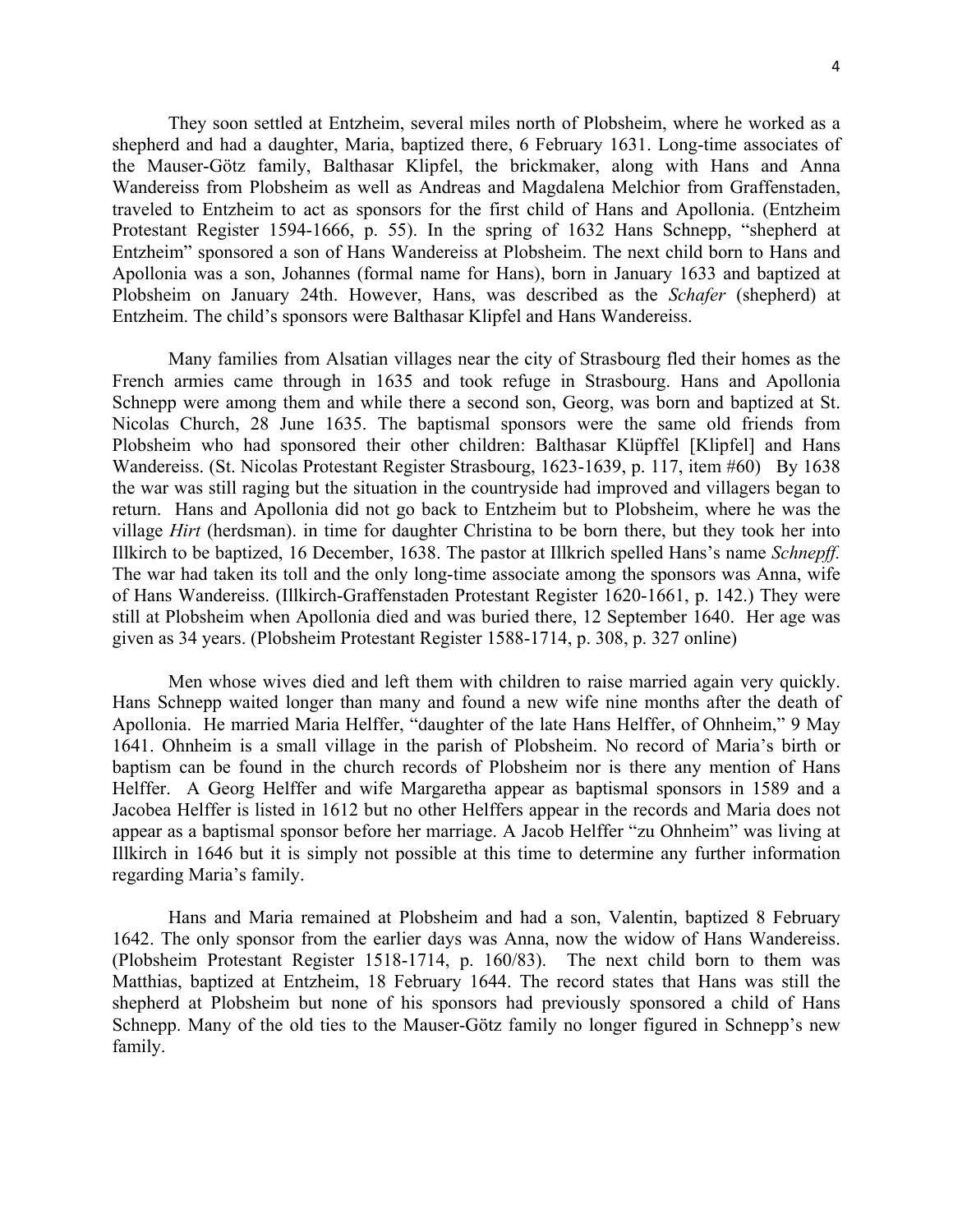They soon settled at Entzheim, several miles north of Plobsheim, where he worked as a shepherd and had a daughter, Maria, baptized there, 6 February 1631. Long-time associates of the Mauser-Götz family, Balthasar Klipfel, the brickmaker, along with Hans and Anna Wandereiss from Plobsheim as well as Andreas and Magdalena Melchior from Graffenstaden, traveled to Entzheim to act as sponsors for the first child of Hans and Apollonia. (Entzheim Protestant Register 1594-1666, p. 55). In the spring of 1632 Hans Schnepp, "shepherd at Entzheim" sponsored a son of Hans Wandereiss at Plobsheim. The next child born to Hans and Apollonia was a son, Johannes (formal name for Hans), born in January 1633 and baptized at Plobsheim on January 24th. However, Hans, was described as the *Schafer* (shepherd) at Entzheim. The child's sponsors were Balthasar Klipfel and Hans Wandereiss.

Many families from Alsatian villages near the city of Strasbourg fled their homes as the French armies came through in 1635 and took refuge in Strasbourg. Hans and Apollonia Schnepp were among them and while there a second son, Georg, was born and baptized at St. Nicolas Church, 28 June 1635. The baptismal sponsors were the same old friends from Plobsheim who had sponsored their other children: Balthasar Klüpffel [Klipfel] and Hans Wandereiss. (St. Nicolas Protestant Register Strasbourg, 1623-1639, p. 117, item #60) By 1638 the war was still raging but the situation in the countryside had improved and villagers began to return. Hans and Apollonia did not go back to Entzheim but to Plobsheim, where he was the village *Hirt* (herdsman). in time for daughter Christina to be born there, but they took her into Illkirch to be baptized, 16 December, 1638. The pastor at Illkrich spelled Hans's name *Schnepff.* The war had taken its toll and the only long-time associate among the sponsors was Anna, wife of Hans Wandereiss. (Illkirch-Graffenstaden Protestant Register 1620-1661, p. 142.) They were still at Plobsheim when Apollonia died and was buried there, 12 September 1640. Her age was given as 34 years. (Plobsheim Protestant Register 1588-1714, p. 308, p. 327 online)

Men whose wives died and left them with children to raise married again very quickly. Hans Schnepp waited longer than many and found a new wife nine months after the death of Apollonia. He married Maria Helffer, "daughter of the late Hans Helffer, of Ohnheim," 9 May 1641. Ohnheim is a small village in the parish of Plobsheim. No record of Maria's birth or baptism can be found in the church records of Plobsheim nor is there any mention of Hans Helffer. A Georg Helffer and wife Margaretha appear as baptismal sponsors in 1589 and a Jacobea Helffer is listed in 1612 but no other Helffers appear in the records and Maria does not appear as a baptismal sponsor before her marriage. A Jacob Helffer "zu Ohnheim" was living at Illkirch in 1646 but it is simply not possible at this time to determine any further information regarding Maria's family.

Hans and Maria remained at Plobsheim and had a son, Valentin, baptized 8 February 1642. The only sponsor from the earlier days was Anna, now the widow of Hans Wandereiss. (Plobsheim Protestant Register 1518-1714, p. 160/83). The next child born to them was Matthias, baptized at Entzheim, 18 February 1644. The record states that Hans was still the shepherd at Plobsheim but none of his sponsors had previously sponsored a child of Hans Schnepp. Many of the old ties to the Mauser-Götz family no longer figured in Schnepp's new family.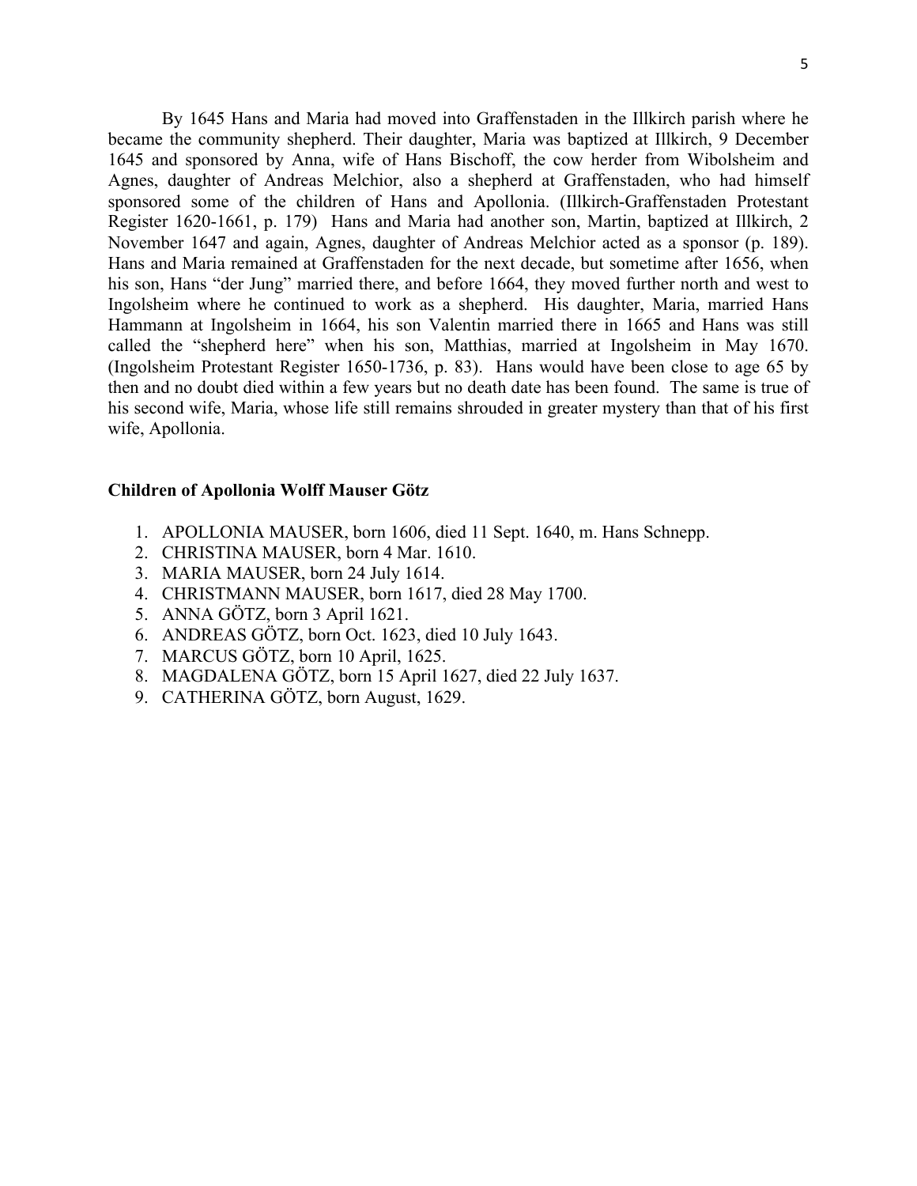By 1645 Hans and Maria had moved into Graffenstaden in the Illkirch parish where he became the community shepherd. Their daughter, Maria was baptized at Illkirch, 9 December 1645 and sponsored by Anna, wife of Hans Bischoff, the cow herder from Wibolsheim and Agnes, daughter of Andreas Melchior, also a shepherd at Graffenstaden, who had himself sponsored some of the children of Hans and Apollonia. (Illkirch-Graffenstaden Protestant Register 1620-1661, p. 179) Hans and Maria had another son, Martin, baptized at Illkirch, 2 November 1647 and again, Agnes, daughter of Andreas Melchior acted as a sponsor (p. 189). Hans and Maria remained at Graffenstaden for the next decade, but sometime after 1656, when his son, Hans "der Jung" married there, and before 1664, they moved further north and west to Ingolsheim where he continued to work as a shepherd. His daughter, Maria, married Hans Hammann at Ingolsheim in 1664, his son Valentin married there in 1665 and Hans was still called the "shepherd here" when his son, Matthias, married at Ingolsheim in May 1670. (Ingolsheim Protestant Register 1650-1736, p. 83). Hans would have been close to age 65 by then and no doubt died within a few years but no death date has been found. The same is true of his second wife, Maria, whose life still remains shrouded in greater mystery than that of his first wife, Apollonia.

**Children of Apollonia Wolff Mauser Götz**

1. APOLLONIA MAUSER, born 1606, died 11 Sept. 1640, m. Hans Schnepp.
2. CHRISTINA MAUSER, born 4 Mar. 1610.
3. MARIA MAUSER, born 24 July 1614.
4. CHRISTMANN MAUSER, born 1617, died 28 May 1700.
5. ANNA GÖTZ, born 3 April 1621.
6. ANDREAS GÖTZ, born Oct. 1623, died 10 July 1643.
7. MARCUS GÖTZ, born 10 April, 1625.
8. MAGDALENA GÖTZ, born 15 April 1627, died 22 July 1637.
9. CATHERINA GÖTZ, born August, 1629.